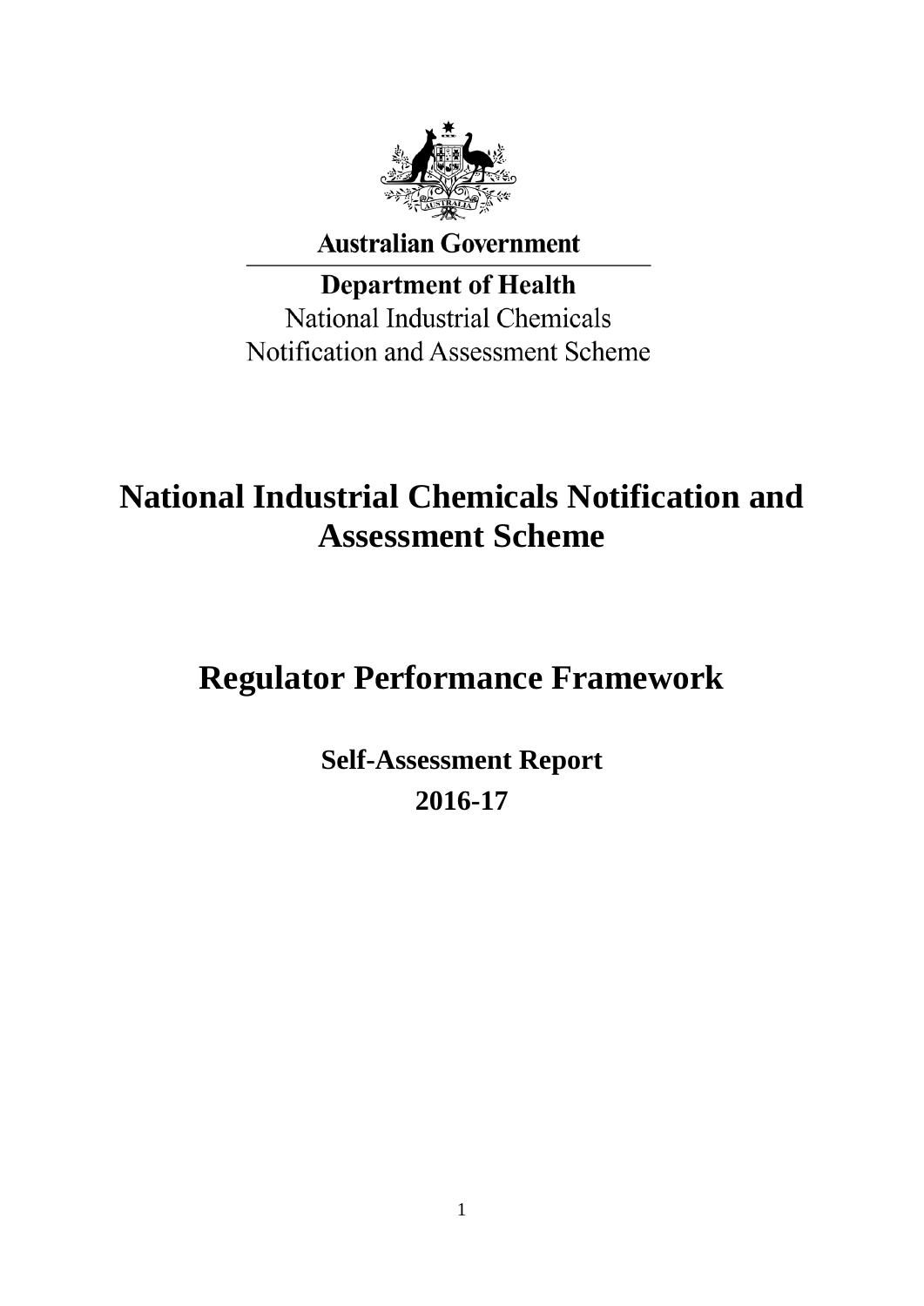Australian Government

**Department of Health**

National Industrial Chemicals Notification and Assessment Scheme

# National Industrial Chemicals Notification and Assessment Scheme

# Regulator Performance Framework

## Self-Assessment Report

## 2016-17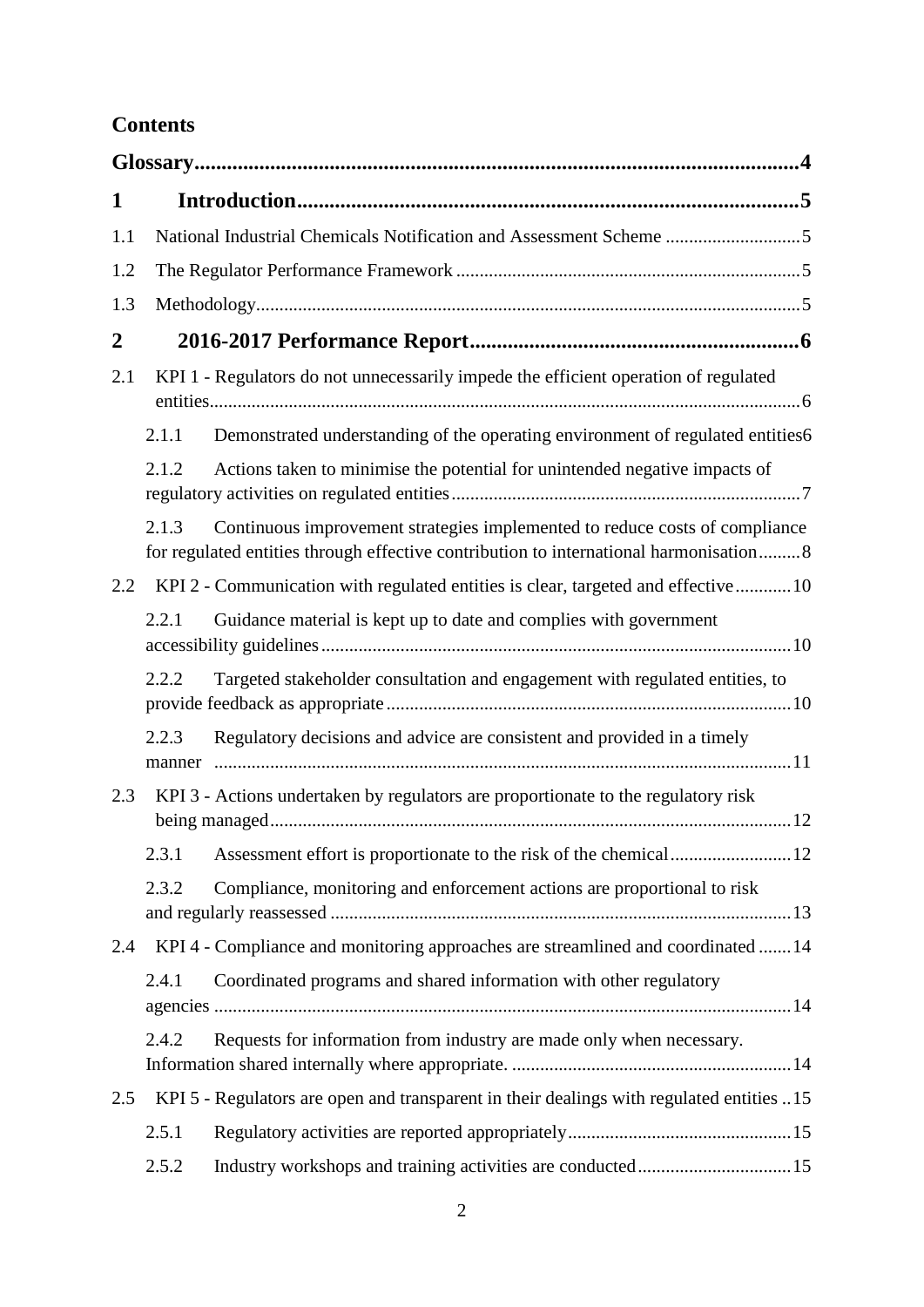## Contents

**Glossary** ..... **4**

**1 Introduction** ..... **5**

1.1 National Industrial Chemicals Notification and Assessment Scheme ..... 5

1.2 The Regulator Performance Framework ..... 5

1.3 Methodology ..... 5

**2 2016-2017 Performance Report** ..... **6**

2.1 KPI 1 - Regulators do not unnecessarily impede the efficient operation of regulated entities ..... 6

- 2.1.1 Demonstrated understanding of the operating environment of regulated entities ..... 6
- 2.1.2 Actions taken to minimise the potential for unintended negative impacts of regulatory activities on regulated entities ..... 7
- 2.1.3 Continuous improvement strategies implemented to reduce costs of compliance for regulated entities through effective contribution to international harmonisation ..... 8

2.2 KPI 2 - Communication with regulated entities is clear, targeted and effective ..... 10

- 2.2.1 Guidance material is kept up to date and complies with government accessibility guidelines ..... 10
- 2.2.2 Targeted stakeholder consultation and engagement with regulated entities, to provide feedback as appropriate ..... 10
- 2.2.3 Regulatory decisions and advice are consistent and provided in a timely manner ..... 11

2.3 KPI 3 - Actions undertaken by regulators are proportionate to the regulatory risk being managed ..... 12

- 2.3.1 Assessment effort is proportionate to the risk of the chemical ..... 12
- 2.3.2 Compliance, monitoring and enforcement actions are proportional to risk and regularly reassessed ..... 13

2.4 KPI 4 - Compliance and monitoring approaches are streamlined and coordinated ..... 14

- 2.4.1 Coordinated programs and shared information with other regulatory agencies ..... 14
- 2.4.2 Requests for information from industry are made only when necessary. Information shared internally where appropriate. ..... 14

2.5 KPI 5 - Regulators are open and transparent in their dealings with regulated entities ..... 15

- 2.5.1 Regulatory activities are reported appropriately ..... 15
- 2.5.2 Industry workshops and training activities are conducted ..... 15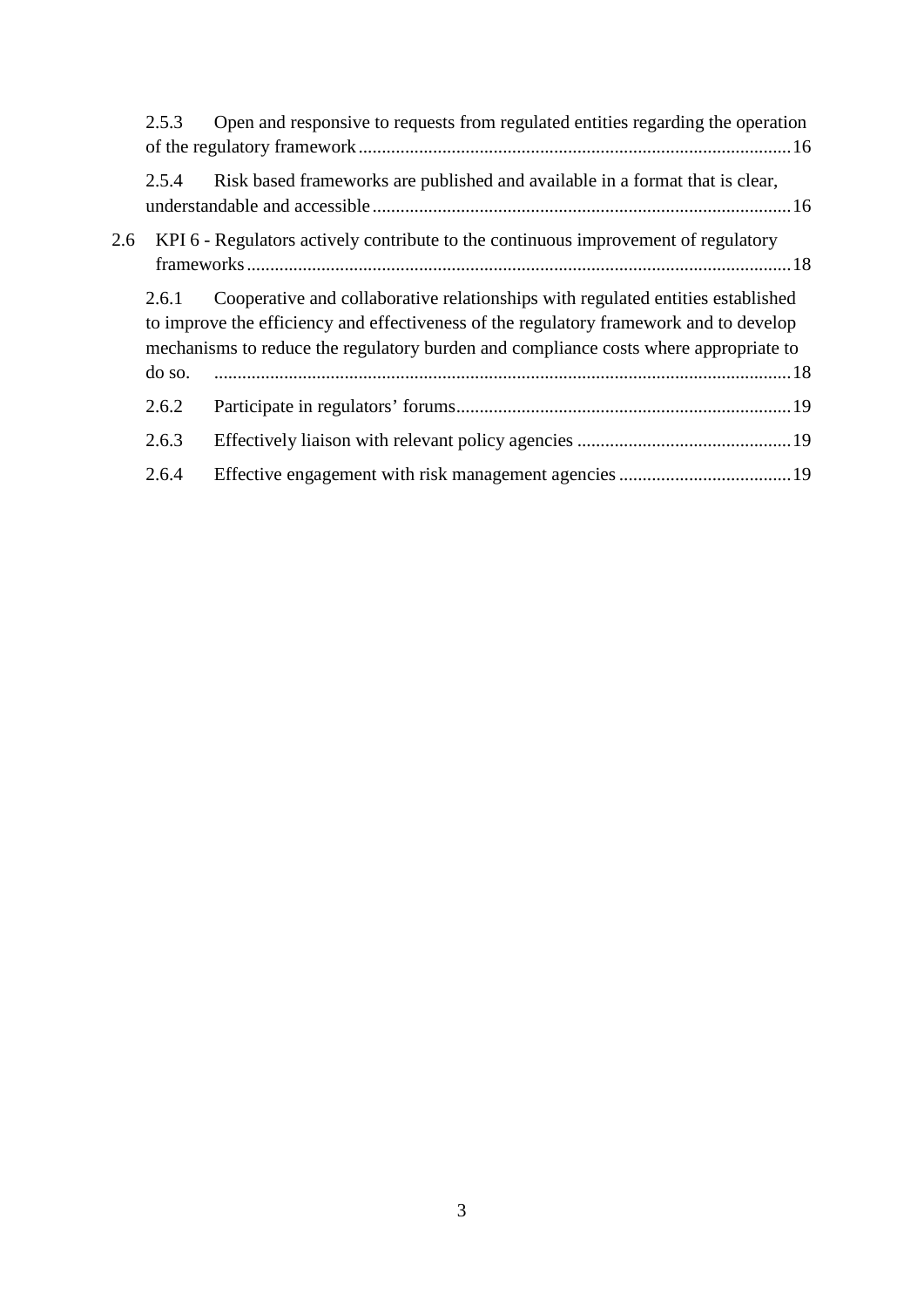2.5.3 Open and responsive to requests from regulated entities regarding the operation of the regulatory framework ..... 16

2.5.4 Risk based frameworks are published and available in a format that is clear, understandable and accessible ..... 16

2.6 KPI 6 - Regulators actively contribute to the continuous improvement of regulatory frameworks ..... 18

2.6.1 Cooperative and collaborative relationships with regulated entities established to improve the efficiency and effectiveness of the regulatory framework and to develop mechanisms to reduce the regulatory burden and compliance costs where appropriate to do so. ..... 18

2.6.2 Participate in regulators' forums ..... 19

2.6.3 Effectively liaison with relevant policy agencies ..... 19

2.6.4 Effective engagement with risk management agencies ..... 19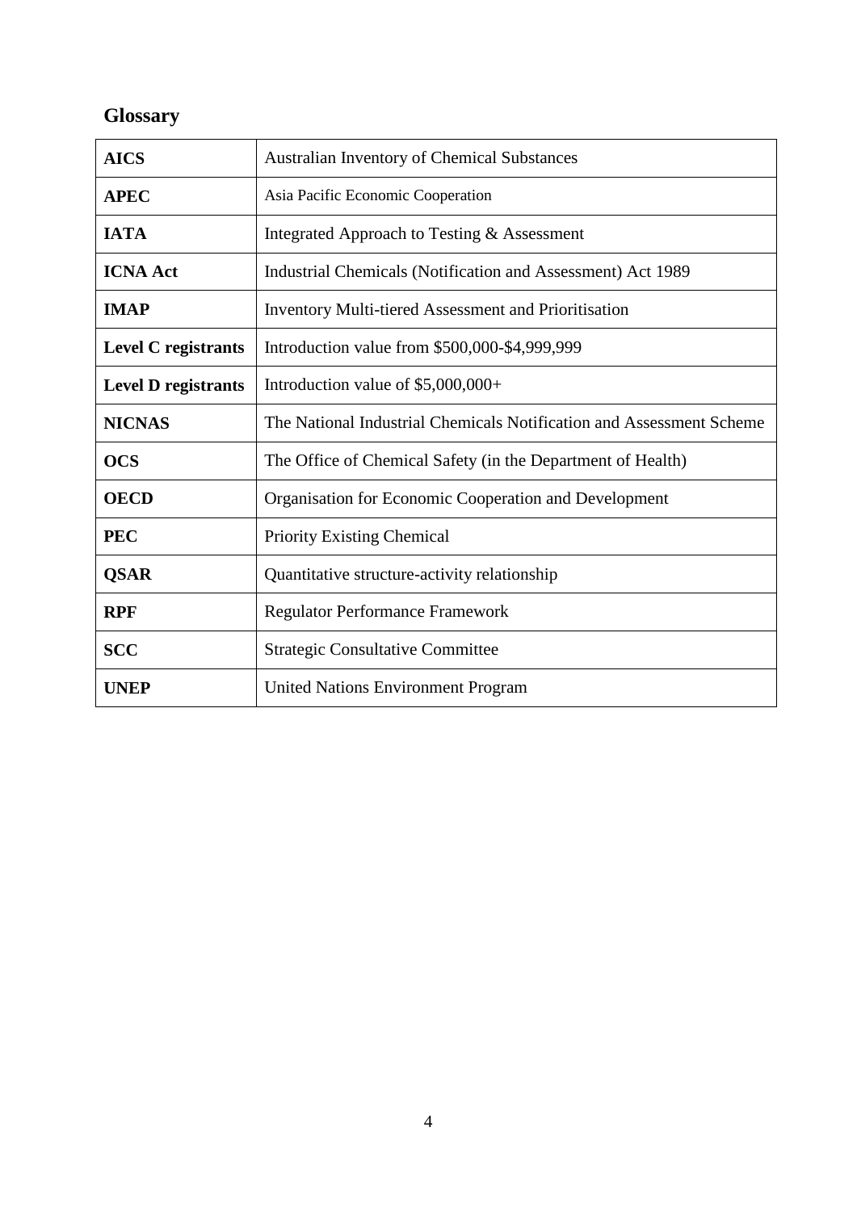## Glossary

| | |
|---|---|
| **AICS** | Australian Inventory of Chemical Substances |
| **APEC** | Asia Pacific Economic Cooperation |
| **IATA** | Integrated Approach to Testing & Assessment |
| **ICNA Act** | Industrial Chemicals (Notification and Assessment) Act 1989 |
| **IMAP** | Inventory Multi-tiered Assessment and Prioritisation |
| **Level C registrants** | Introduction value from $500,000-$4,999,999 |
| **Level D registrants** | Introduction value of $5,000,000+ |
| **NICNAS** | The National Industrial Chemicals Notification and Assessment Scheme |
| **OCS** | The Office of Chemical Safety (in the Department of Health) |
| **OECD** | Organisation for Economic Cooperation and Development |
| **PEC** | Priority Existing Chemical |
| **QSAR** | Quantitative structure-activity relationship |
| **RPF** | Regulator Performance Framework |
| **SCC** | Strategic Consultative Committee |
| **UNEP** | United Nations Environment Program |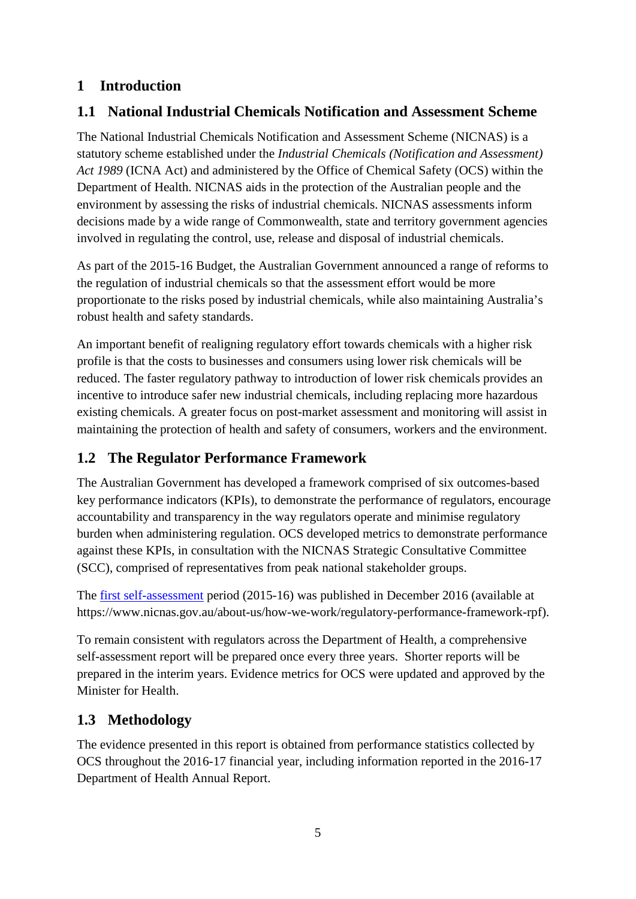# 1 Introduction

## 1.1 National Industrial Chemicals Notification and Assessment Scheme

The National Industrial Chemicals Notification and Assessment Scheme (NICNAS) is a statutory scheme established under the *Industrial Chemicals (Notification and Assessment) Act 1989* (ICNA Act) and administered by the Office of Chemical Safety (OCS) within the Department of Health. NICNAS aids in the protection of the Australian people and the environment by assessing the risks of industrial chemicals. NICNAS assessments inform decisions made by a wide range of Commonwealth, state and territory government agencies involved in regulating the control, use, release and disposal of industrial chemicals.

As part of the 2015-16 Budget, the Australian Government announced a range of reforms to the regulation of industrial chemicals so that the assessment effort would be more proportionate to the risks posed by industrial chemicals, while also maintaining Australia's robust health and safety standards.

An important benefit of realigning regulatory effort towards chemicals with a higher risk profile is that the costs to businesses and consumers using lower risk chemicals will be reduced. The faster regulatory pathway to introduction of lower risk chemicals provides an incentive to introduce safer new industrial chemicals, including replacing more hazardous existing chemicals. A greater focus on post-market assessment and monitoring will assist in maintaining the protection of health and safety of consumers, workers and the environment.

## 1.2 The Regulator Performance Framework

The Australian Government has developed a framework comprised of six outcomes-based key performance indicators (KPIs), to demonstrate the performance of regulators, encourage accountability and transparency in the way regulators operate and minimise regulatory burden when administering regulation. OCS developed metrics to demonstrate performance against these KPIs, in consultation with the NICNAS Strategic Consultative Committee (SCC), comprised of representatives from peak national stakeholder groups.

The [first self-assessment](https://www.nicnas.gov.au/about-us/how-we-work/regulatory-performance-framework-rpf) period (2015-16) was published in December 2016 (available at https://www.nicnas.gov.au/about-us/how-we-work/regulatory-performance-framework-rpf).

To remain consistent with regulators across the Department of Health, a comprehensive self-assessment report will be prepared once every three years. Shorter reports will be prepared in the interim years. Evidence metrics for OCS were updated and approved by the Minister for Health.

## 1.3 Methodology

The evidence presented in this report is obtained from performance statistics collected by OCS throughout the 2016-17 financial year, including information reported in the 2016-17 Department of Health Annual Report.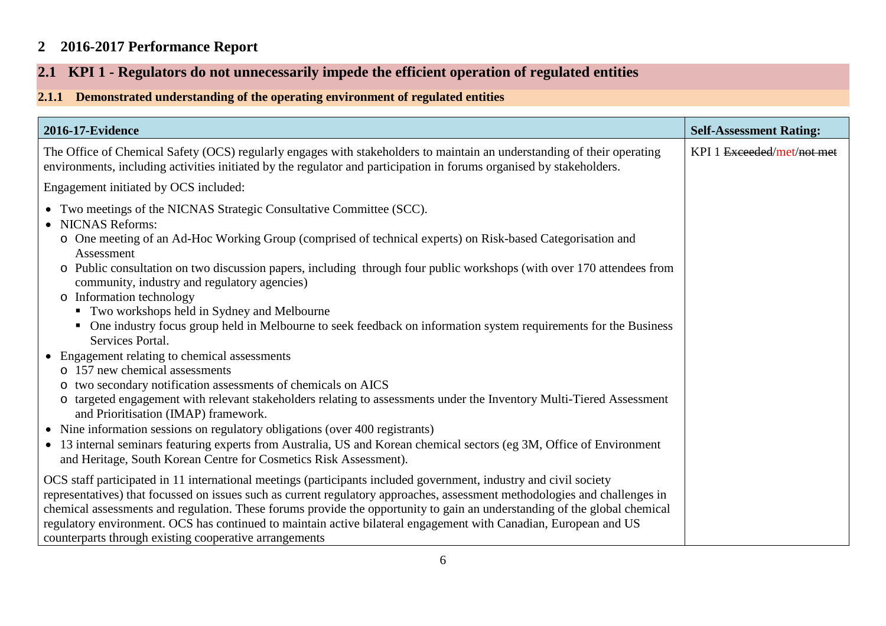# 2 2016-2017 Performance Report

## 2.1 KPI 1 - Regulators do not unnecessarily impede the efficient operation of regulated entities

### 2.1.1 Demonstrated understanding of the operating environment of regulated entities

| 2016-17-Evidence | Self-Assessment Rating: |
| --- | --- |
| The Office of Chemical Safety (OCS) regularly engages with stakeholders to maintain an understanding of their operating environments, including activities initiated by the regulator and participation in forums organised by stakeholders.<br><br>Engagement initiated by OCS included:<br><br>• Two meetings of the NICNAS Strategic Consultative Committee (SCC).<br>• NICNAS Reforms:<br>  o One meeting of an Ad-Hoc Working Group (comprised of technical experts) on Risk-based Categorisation and Assessment<br>  o Public consultation on two discussion papers, including through four public workshops (with over 170 attendees from community, industry and regulatory agencies)<br>  o Information technology<br>    ▪ Two workshops held in Sydney and Melbourne<br>    ▪ One industry focus group held in Melbourne to seek feedback on information system requirements for the Business Services Portal.<br>• Engagement relating to chemical assessments<br>  o 157 new chemical assessments<br>  o two secondary notification assessments of chemicals on AICS<br>  o targeted engagement with relevant stakeholders relating to assessments under the Inventory Multi-Tiered Assessment and Prioritisation (IMAP) framework.<br>• Nine information sessions on regulatory obligations (over 400 registrants)<br>• 13 internal seminars featuring experts from Australia, US and Korean chemical sectors (eg 3M, Office of Environment and Heritage, South Korean Centre for Cosmetics Risk Assessment).<br><br>OCS staff participated in 11 international meetings (participants included government, industry and civil society representatives) that focussed on issues such as current regulatory approaches, assessment methodologies and challenges in chemical assessments and regulation. These forums provide the opportunity to gain an understanding of the global chemical regulatory environment. OCS has continued to maintain active bilateral engagement with Canadian, European and US counterparts through existing cooperative arrangements | KPI 1 ~~Exceeded~~/met/~~not met~~ |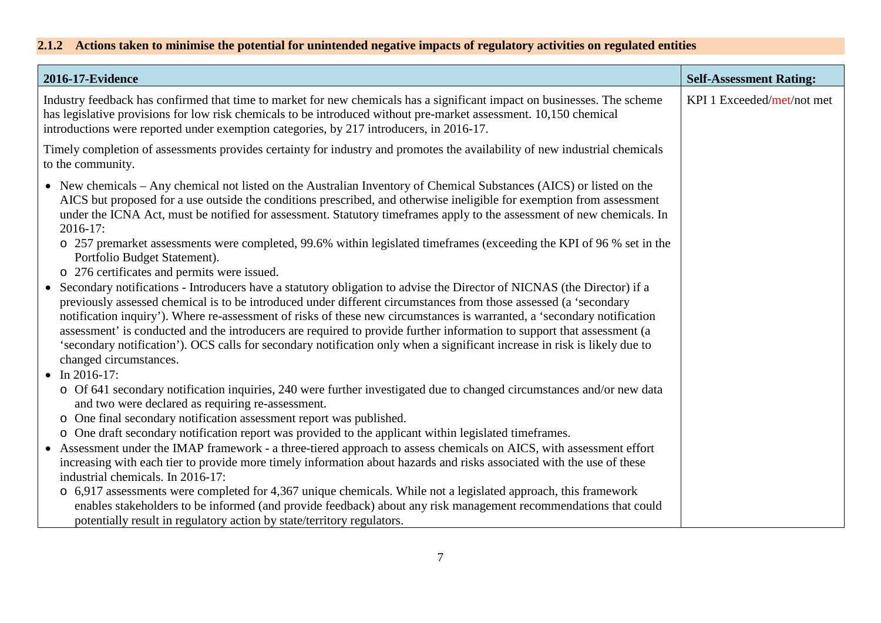### 2.1.2 Actions taken to minimise the potential for unintended negative impacts of regulatory activities on regulated entities

| 2016-17-Evidence | Self-Assessment Rating: |
|---|---|
| Industry feedback has confirmed that time to market for new chemicals has a significant impact on businesses. The scheme has legislative provisions for low risk chemicals to be introduced without pre-market assessment. 10,150 chemical introductions were reported under exemption categories, by 217 introducers, in 2016-17.<br><br>Timely completion of assessments provides certainty for industry and promotes the availability of new industrial chemicals to the community.<br><br>• New chemicals – Any chemical not listed on the Australian Inventory of Chemical Substances (AICS) or listed on the AICS but proposed for a use outside the conditions prescribed, and otherwise ineligible for exemption from assessment under the ICNA Act, must be notified for assessment. Statutory timeframes apply to the assessment of new chemicals. In 2016-17:<br>&nbsp;&nbsp;o 257 premarket assessments were completed, 99.6% within legislated timeframes (exceeding the KPI of 96 % set in the Portfolio Budget Statement).<br>&nbsp;&nbsp;o 276 certificates and permits were issued.<br>• Secondary notifications - Introducers have a statutory obligation to advise the Director of NICNAS (the Director) if a previously assessed chemical is to be introduced under different circumstances from those assessed (a 'secondary notification inquiry'). Where re-assessment of risks of these new circumstances is warranted, a 'secondary notification assessment' is conducted and the introducers are required to provide further information to support that assessment (a 'secondary notification'). OCS calls for secondary notification only when a significant increase in risk is likely due to changed circumstances.<br>• In 2016-17:<br>&nbsp;&nbsp;o Of 641 secondary notification inquiries, 240 were further investigated due to changed circumstances and/or new data and two were declared as requiring re-assessment.<br>&nbsp;&nbsp;o One final secondary notification assessment report was published.<br>&nbsp;&nbsp;o One draft secondary notification report was provided to the applicant within legislated timeframes.<br>• Assessment under the IMAP framework - a three-tiered approach to assess chemicals on AICS, with assessment effort increasing with each tier to provide more timely information about hazards and risks associated with the use of these industrial chemicals. In 2016-17:<br>&nbsp;&nbsp;o 6,917 assessments were completed for 4,367 unique chemicals. While not a legislated approach, this framework enables stakeholders to be informed (and provide feedback) about any risk management recommendations that could potentially result in regulatory action by state/territory regulators. | KPI 1 Exceeded/met/not met |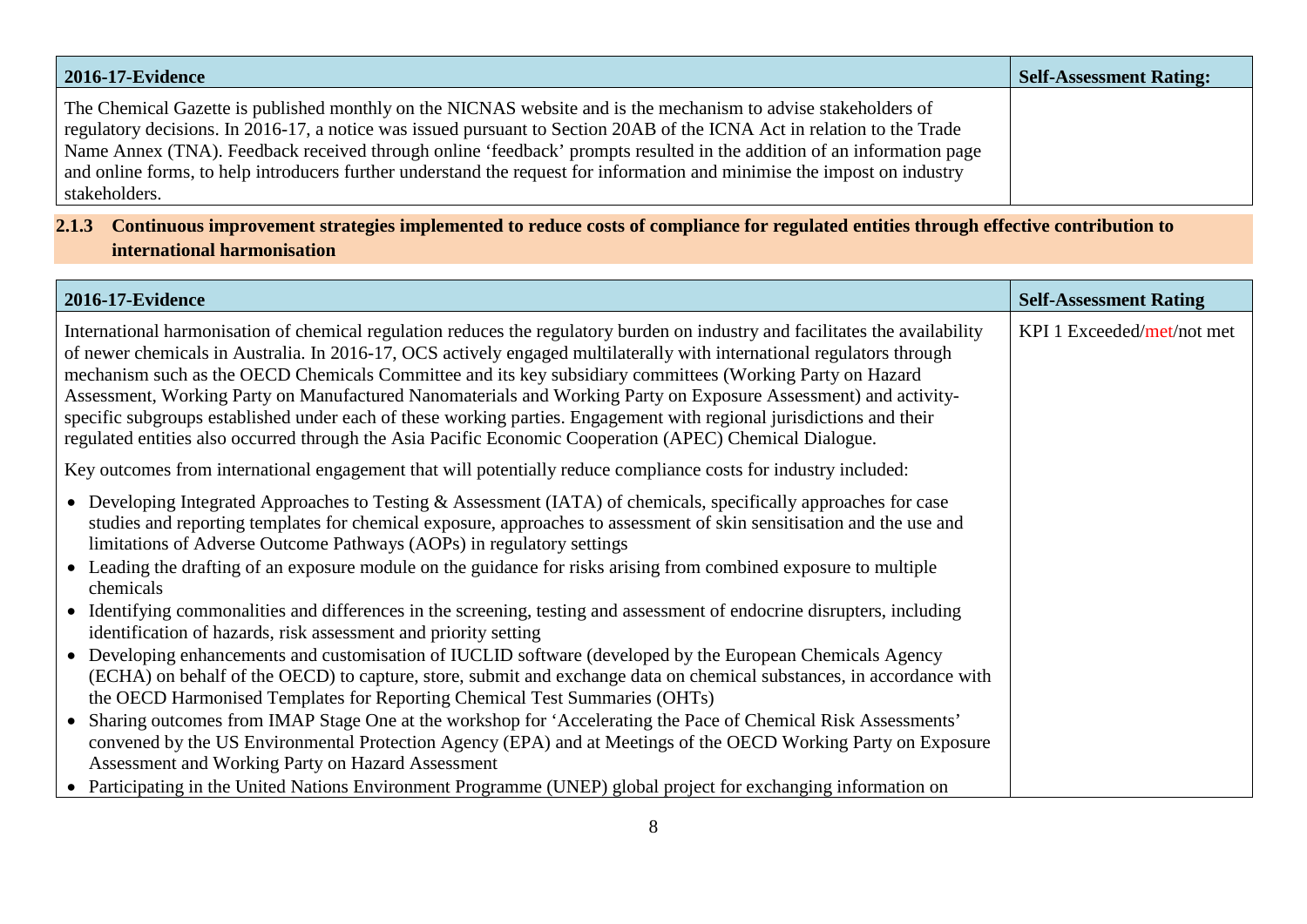| 2016-17-Evidence | Self-Assessment Rating: |
| --- | --- |
| The Chemical Gazette is published monthly on the NICNAS website and is the mechanism to advise stakeholders of regulatory decisions. In 2016-17, a notice was issued pursuant to Section 20AB of the ICNA Act in relation to the Trade Name Annex (TNA). Feedback received through online 'feedback' prompts resulted in the addition of an information page and online forms, to help introducers further understand the request for information and minimise the impost on industry stakeholders. | |

### 2.1.3 Continuous improvement strategies implemented to reduce costs of compliance for regulated entities through effective contribution to international harmonisation

| 2016-17-Evidence | Self-Assessment Rating |
| --- | --- |
| International harmonisation of chemical regulation reduces the regulatory burden on industry and facilitates the availability of newer chemicals in Australia. In 2016-17, OCS actively engaged multilaterally with international regulators through mechanism such as the OECD Chemicals Committee and its key subsidiary committees (Working Party on Hazard Assessment, Working Party on Manufactured Nanomaterials and Working Party on Exposure Assessment) and activity-specific subgroups established under each of these working parties. Engagement with regional jurisdictions and their regulated entities also occurred through the Asia Pacific Economic Cooperation (APEC) Chemical Dialogue.<br><br>Key outcomes from international engagement that will potentially reduce compliance costs for industry included:<br><br>• Developing Integrated Approaches to Testing & Assessment (IATA) of chemicals, specifically approaches for case studies and reporting templates for chemical exposure, approaches to assessment of skin sensitisation and the use and limitations of Adverse Outcome Pathways (AOPs) in regulatory settings<br>• Leading the drafting of an exposure module on the guidance for risks arising from combined exposure to multiple chemicals<br>• Identifying commonalities and differences in the screening, testing and assessment of endocrine disrupters, including identification of hazards, risk assessment and priority setting<br>• Developing enhancements and customisation of IUCLID software (developed by the European Chemicals Agency (ECHA) on behalf of the OECD) to capture, store, submit and exchange data on chemical substances, in accordance with the OECD Harmonised Templates for Reporting Chemical Test Summaries (OHTs)<br>• Sharing outcomes from IMAP Stage One at the workshop for 'Accelerating the Pace of Chemical Risk Assessments' convened by the US Environmental Protection Agency (EPA) and at Meetings of the OECD Working Party on Exposure Assessment and Working Party on Hazard Assessment<br>• Participating in the United Nations Environment Programme (UNEP) global project for exchanging information on | KPI 1 Exceeded/met/not met |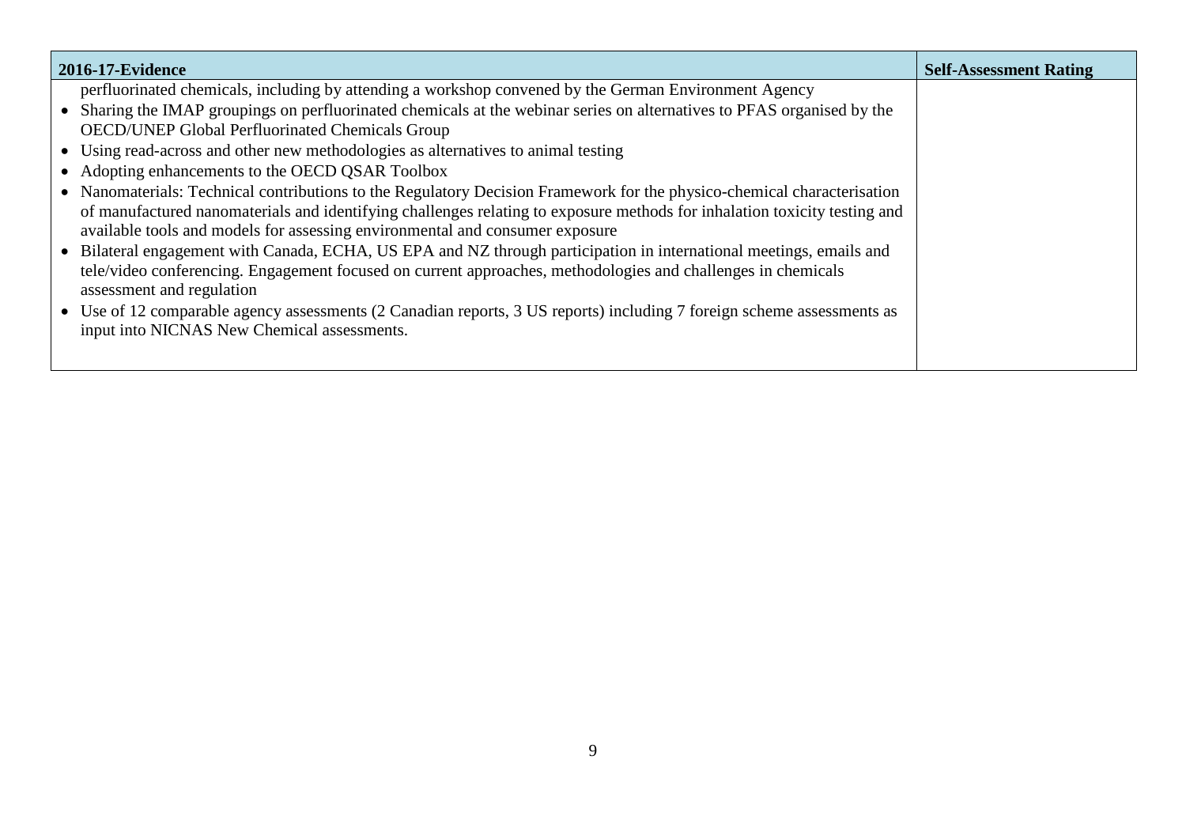| 2016-17-Evidence | Self-Assessment Rating |
| --- | --- |
| perfluorinated chemicals, including by attending a workshop convened by the German Environment Agency<br>• Sharing the IMAP groupings on perfluorinated chemicals at the webinar series on alternatives to PFAS organised by the OECD/UNEP Global Perfluorinated Chemicals Group<br>• Using read-across and other new methodologies as alternatives to animal testing<br>• Adopting enhancements to the OECD QSAR Toolbox<br>• Nanomaterials: Technical contributions to the Regulatory Decision Framework for the physico-chemical characterisation of manufactured nanomaterials and identifying challenges relating to exposure methods for inhalation toxicity testing and available tools and models for assessing environmental and consumer exposure<br>• Bilateral engagement with Canada, ECHA, US EPA and NZ through participation in international meetings, emails and tele/video conferencing. Engagement focused on current approaches, methodologies and challenges in chemicals assessment and regulation<br>• Use of 12 comparable agency assessments (2 Canadian reports, 3 US reports) including 7 foreign scheme assessments as input into NICNAS New Chemical assessments. | |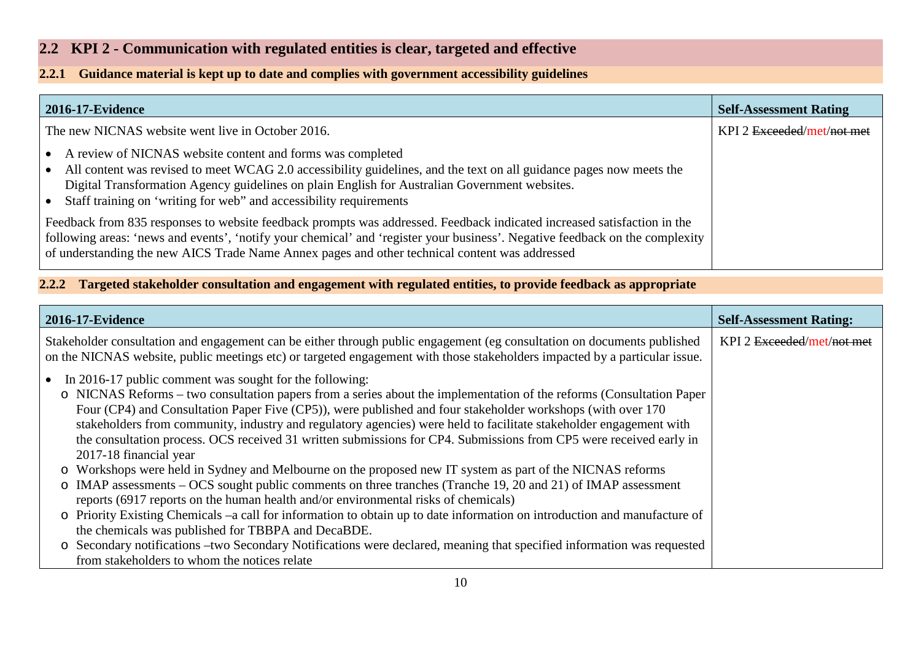## 2.2 KPI 2 - Communication with regulated entities is clear, targeted and effective

### 2.2.1 Guidance material is kept up to date and complies with government accessibility guidelines

| 2016-17-Evidence | Self-Assessment Rating |
|---|---|
| The new NICNAS website went live in October 2016.<br><br>• A review of NICNAS website content and forms was completed<br>• All content was revised to meet WCAG 2.0 accessibility guidelines, and the text on all guidance pages now meets the Digital Transformation Agency guidelines on plain English for Australian Government websites.<br>• Staff training on 'writing for web" and accessibility requirements<br><br>Feedback from 835 responses to website feedback prompts was addressed. Feedback indicated increased satisfaction in the following areas: 'news and events', 'notify your chemical' and 'register your business'. Negative feedback on the complexity of understanding the new AICS Trade Name Annex pages and other technical content was addressed | KPI 2 ~~Exceeded~~/met/~~not met~~ |

### 2.2.2 Targeted stakeholder consultation and engagement with regulated entities, to provide feedback as appropriate

| 2016-17-Evidence | Self-Assessment Rating: |
|---|---|
| Stakeholder consultation and engagement can be either through public engagement (eg consultation on documents published on the NICNAS website, public meetings etc) or targeted engagement with those stakeholders impacted by a particular issue.<br><br>• In 2016-17 public comment was sought for the following:<br>  o NICNAS Reforms – two consultation papers from a series about the implementation of the reforms (Consultation Paper Four (CP4) and Consultation Paper Five (CP5)), were published and four stakeholder workshops (with over 170 stakeholders from community, industry and regulatory agencies) were held to facilitate stakeholder engagement with the consultation process. OCS received 31 written submissions for CP4. Submissions from CP5 were received early in 2017-18 financial year<br>  o Workshops were held in Sydney and Melbourne on the proposed new IT system as part of the NICNAS reforms<br>  o IMAP assessments – OCS sought public comments on three tranches (Tranche 19, 20 and 21) of IMAP assessment reports (6917 reports on the human health and/or environmental risks of chemicals)<br>  o Priority Existing Chemicals –a call for information to obtain up to date information on introduction and manufacture of the chemicals was published for TBBPA and DecaBDE.<br>  o Secondary notifications –two Secondary Notifications were declared, meaning that specified information was requested from stakeholders to whom the notices relate | KPI 2 ~~Exceeded~~/met/~~not met~~ |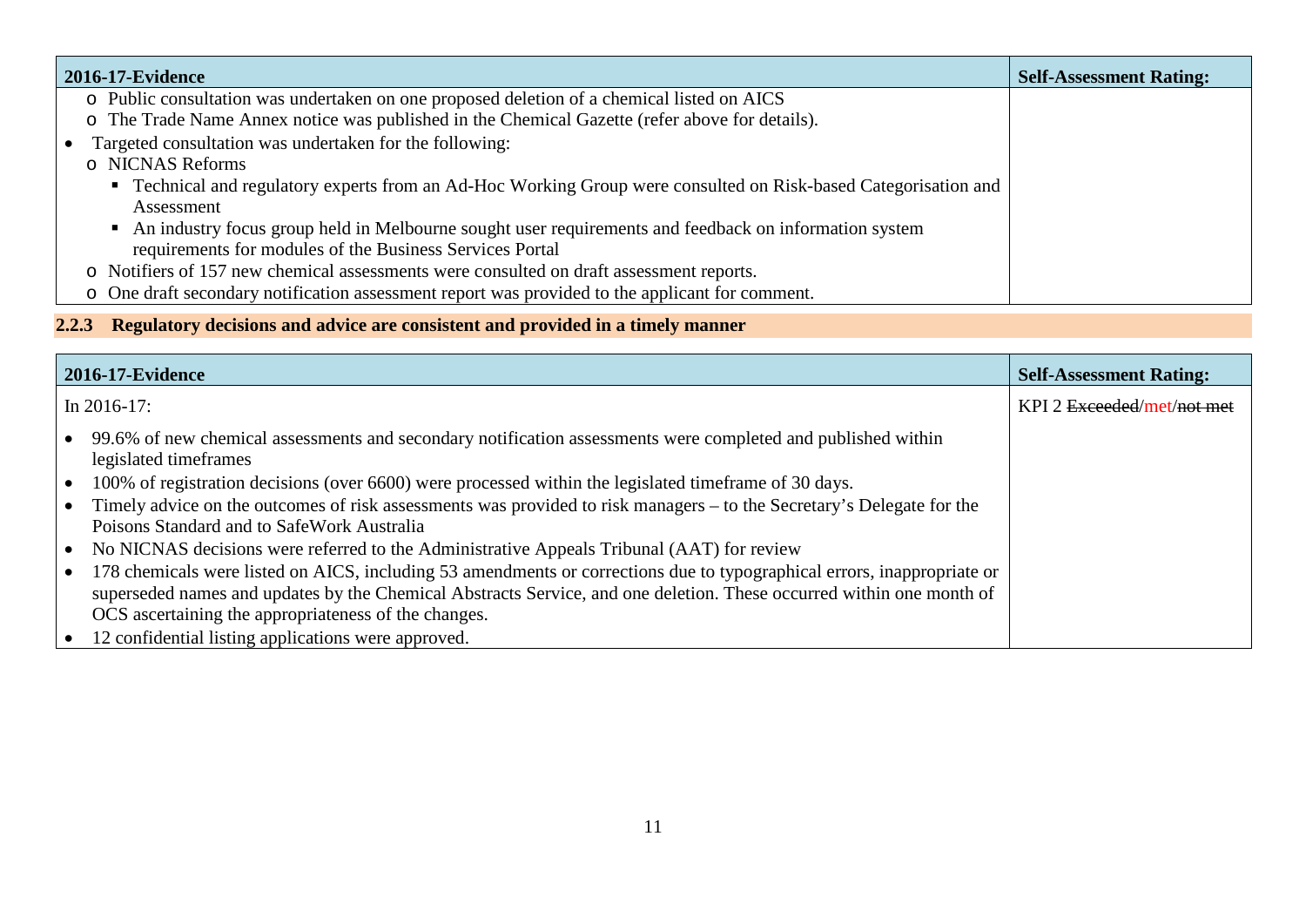| 2016-17-Evidence | Self-Assessment Rating: |
|---|---|
| o Public consultation was undertaken on one proposed deletion of a chemical listed on AICS<br>o The Trade Name Annex notice was published in the Chemical Gazette (refer above for details).<br>• Targeted consultation was undertaken for the following:<br>o NICNAS Reforms<br>▪ Technical and regulatory experts from an Ad-Hoc Working Group were consulted on Risk-based Categorisation and Assessment<br>▪ An industry focus group held in Melbourne sought user requirements and feedback on information system requirements for modules of the Business Services Portal<br>o Notifiers of 157 new chemical assessments were consulted on draft assessment reports.<br>o One draft secondary notification assessment report was provided to the applicant for comment. | |

### 2.2.3 Regulatory decisions and advice are consistent and provided in a timely manner

| 2016-17-Evidence | Self-Assessment Rating: |
|---|---|
| In 2016-17:<br>• 99.6% of new chemical assessments and secondary notification assessments were completed and published within legislated timeframes<br>• 100% of registration decisions (over 6600) were processed within the legislated timeframe of 30 days.<br>• Timely advice on the outcomes of risk assessments was provided to risk managers – to the Secretary's Delegate for the Poisons Standard and to SafeWork Australia<br>• No NICNAS decisions were referred to the Administrative Appeals Tribunal (AAT) for review<br>• 178 chemicals were listed on AICS, including 53 amendments or corrections due to typographical errors, inappropriate or superseded names and updates by the Chemical Abstracts Service, and one deletion. These occurred within one month of OCS ascertaining the appropriateness of the changes.<br>• 12 confidential listing applications were approved. | KPI 2 ~~Exceeded~~/met/~~not met~~ |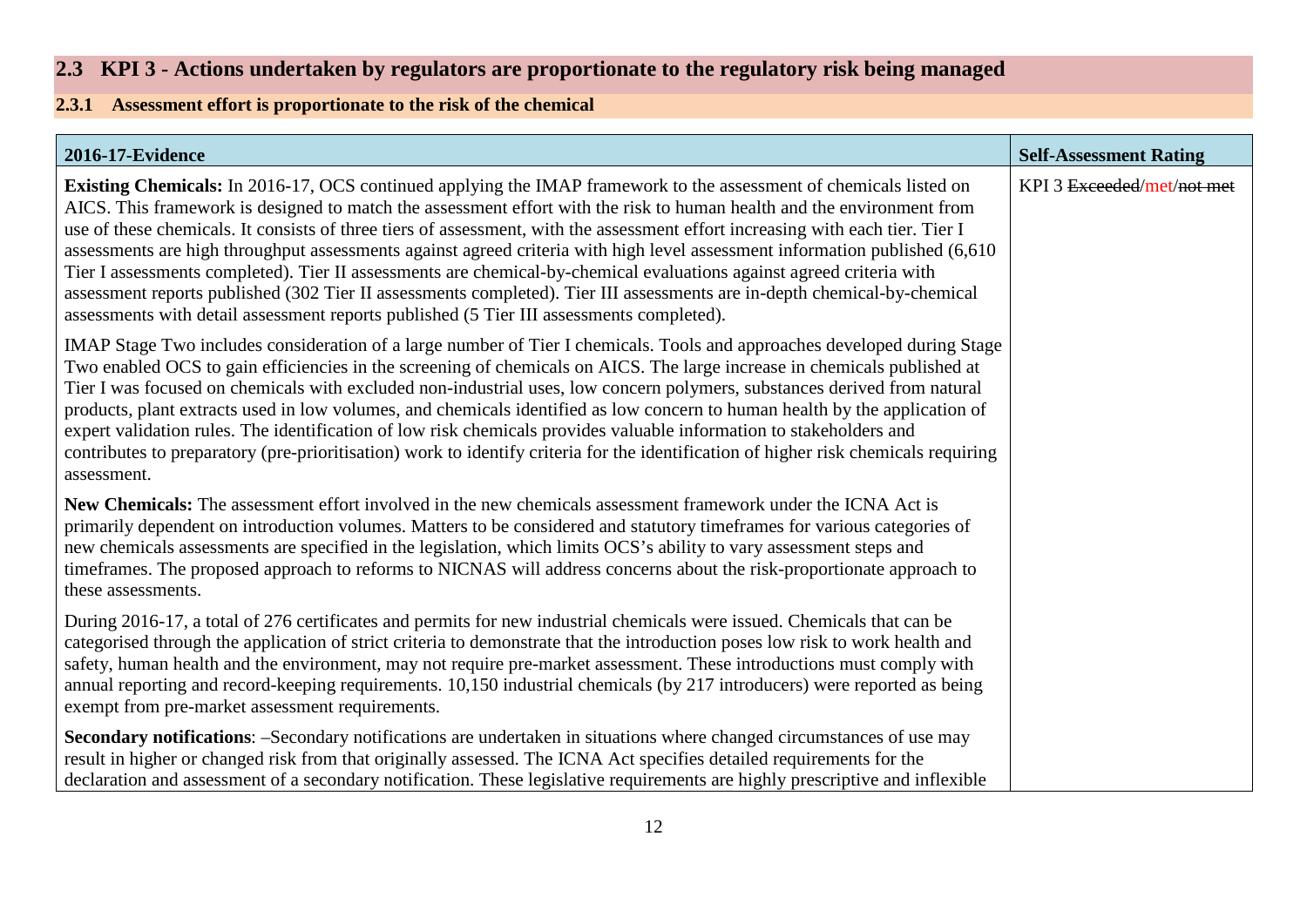## 2.3 KPI 3 - Actions undertaken by regulators are proportionate to the regulatory risk being managed

### 2.3.1 Assessment effort is proportionate to the risk of the chemical

| 2016-17-Evidence | Self-Assessment Rating |
|---|---|
| **Existing Chemicals:** In 2016-17, OCS continued applying the IMAP framework to the assessment of chemicals listed on AICS. This framework is designed to match the assessment effort with the risk to human health and the environment from use of these chemicals. It consists of three tiers of assessment, with the assessment effort increasing with each tier. Tier I assessments are high throughput assessments against agreed criteria with high level assessment information published (6,610 Tier I assessments completed). Tier II assessments are chemical-by-chemical evaluations against agreed criteria with assessment reports published (302 Tier II assessments completed). Tier III assessments are in-depth chemical-by-chemical assessments with detail assessment reports published (5 Tier III assessments completed).<br><br>IMAP Stage Two includes consideration of a large number of Tier I chemicals. Tools and approaches developed during Stage Two enabled OCS to gain efficiencies in the screening of chemicals on AICS. The large increase in chemicals published at Tier I was focused on chemicals with excluded non-industrial uses, low concern polymers, substances derived from natural products, plant extracts used in low volumes, and chemicals identified as low concern to human health by the application of expert validation rules. The identification of low risk chemicals provides valuable information to stakeholders and contributes to preparatory (pre-prioritisation) work to identify criteria for the identification of higher risk chemicals requiring assessment.<br><br>**New Chemicals:** The assessment effort involved in the new chemicals assessment framework under the ICNA Act is primarily dependent on introduction volumes. Matters to be considered and statutory timeframes for various categories of new chemicals assessments are specified in the legislation, which limits OCS's ability to vary assessment steps and timeframes. The proposed approach to reforms to NICNAS will address concerns about the risk-proportionate approach to these assessments.<br><br>During 2016-17, a total of 276 certificates and permits for new industrial chemicals were issued. Chemicals that can be categorised through the application of strict criteria to demonstrate that the introduction poses low risk to work health and safety, human health and the environment, may not require pre-market assessment. These introductions must comply with annual reporting and record-keeping requirements. 10,150 industrial chemicals (by 217 introducers) were reported as being exempt from pre-market assessment requirements.<br><br>**Secondary notifications**: –Secondary notifications are undertaken in situations where changed circumstances of use may result in higher or changed risk from that originally assessed. The ICNA Act specifies detailed requirements for the declaration and assessment of a secondary notification. These legislative requirements are highly prescriptive and inflexible | KPI 3 ~~Exceeded~~/met/~~not met~~ |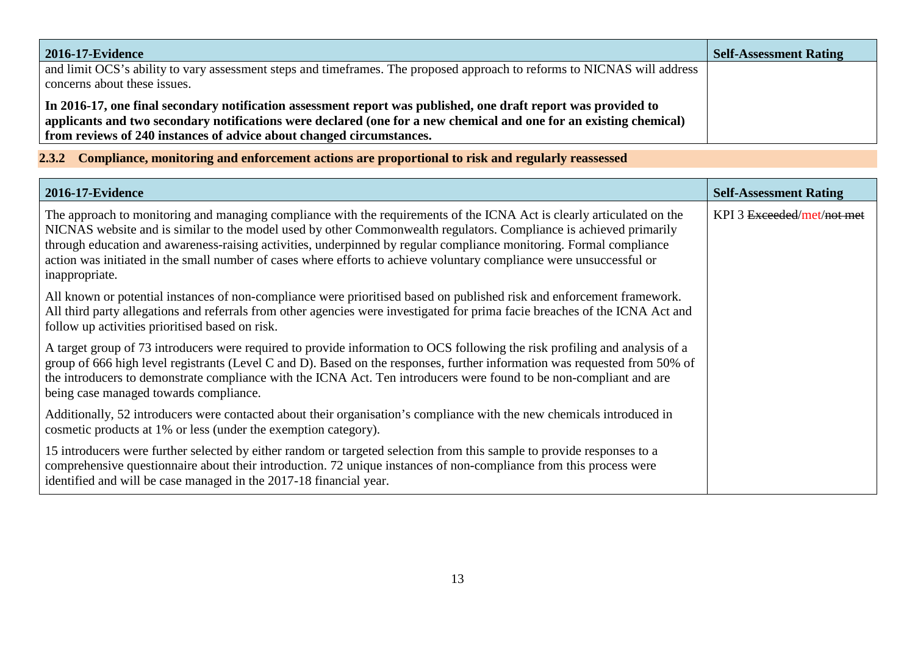| 2016-17-Evidence | Self-Assessment Rating |
| --- | --- |
| and limit OCS's ability to vary assessment steps and timeframes. The proposed approach to reforms to NICNAS will address concerns about these issues.<br><br>**In 2016-17, one final secondary notification assessment report was published, one draft report was provided to applicants and two secondary notifications were declared (one for a new chemical and one for an existing chemical) from reviews of 240 instances of advice about changed circumstances.** | |

### 2.3.2 Compliance, monitoring and enforcement actions are proportional to risk and regularly reassessed

| 2016-17-Evidence | Self-Assessment Rating |
| --- | --- |
| The approach to monitoring and managing compliance with the requirements of the ICNA Act is clearly articulated on the NICNAS website and is similar to the model used by other Commonwealth regulators. Compliance is achieved primarily through education and awareness-raising activities, underpinned by regular compliance monitoring. Formal compliance action was initiated in the small number of cases where efforts to achieve voluntary compliance were unsuccessful or inappropriate.<br><br>All known or potential instances of non-compliance were prioritised based on published risk and enforcement framework. All third party allegations and referrals from other agencies were investigated for prima facie breaches of the ICNA Act and follow up activities prioritised based on risk.<br><br>A target group of 73 introducers were required to provide information to OCS following the risk profiling and analysis of a group of 666 high level registrants (Level C and D). Based on the responses, further information was requested from 50% of the introducers to demonstrate compliance with the ICNA Act. Ten introducers were found to be non-compliant and are being case managed towards compliance.<br><br>Additionally, 52 introducers were contacted about their organisation's compliance with the new chemicals introduced in cosmetic products at 1% or less (under the exemption category).<br><br>15 introducers were further selected by either random or targeted selection from this sample to provide responses to a comprehensive questionnaire about their introduction. 72 unique instances of non-compliance from this process were identified and will be case managed in the 2017-18 financial year. | KPI 3 ~~Exceeded~~/met/~~not met~~ |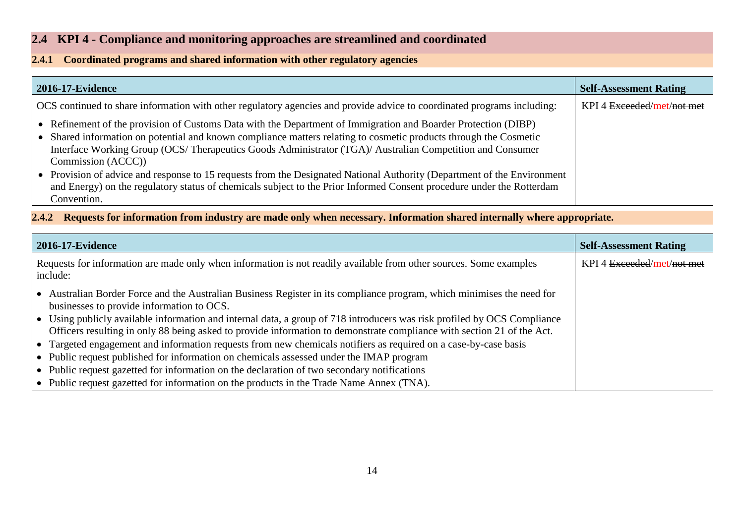## 2.4 KPI 4 - Compliance and monitoring approaches are streamlined and coordinated

### 2.4.1 Coordinated programs and shared information with other regulatory agencies

| 2016-17-Evidence | Self-Assessment Rating |
|---|---|
| OCS continued to share information with other regulatory agencies and provide advice to coordinated programs including:<br>• Refinement of the provision of Customs Data with the Department of Immigration and Boarder Protection (DIBP)<br>• Shared information on potential and known compliance matters relating to cosmetic products through the Cosmetic Interface Working Group (OCS/ Therapeutics Goods Administrator (TGA)/ Australian Competition and Consumer Commission (ACCC))<br>• Provision of advice and response to 15 requests from the Designated National Authority (Department of the Environment and Energy) on the regulatory status of chemicals subject to the Prior Informed Consent procedure under the Rotterdam Convention. | KPI 4 ~~Exceeded~~/met/~~not met~~ |

### 2.4.2 Requests for information from industry are made only when necessary. Information shared internally where appropriate.

| 2016-17-Evidence | Self-Assessment Rating |
|---|---|
| Requests for information are made only when information is not readily available from other sources. Some examples include:<br>• Australian Border Force and the Australian Business Register in its compliance program, which minimises the need for businesses to provide information to OCS.<br>• Using publicly available information and internal data, a group of 718 introducers was risk profiled by OCS Compliance Officers resulting in only 88 being asked to provide information to demonstrate compliance with section 21 of the Act.<br>• Targeted engagement and information requests from new chemicals notifiers as required on a case-by-case basis<br>• Public request published for information on chemicals assessed under the IMAP program<br>• Public request gazetted for information on the declaration of two secondary notifications<br>• Public request gazetted for information on the products in the Trade Name Annex (TNA). | KPI 4 ~~Exceeded~~/met/~~not met~~ |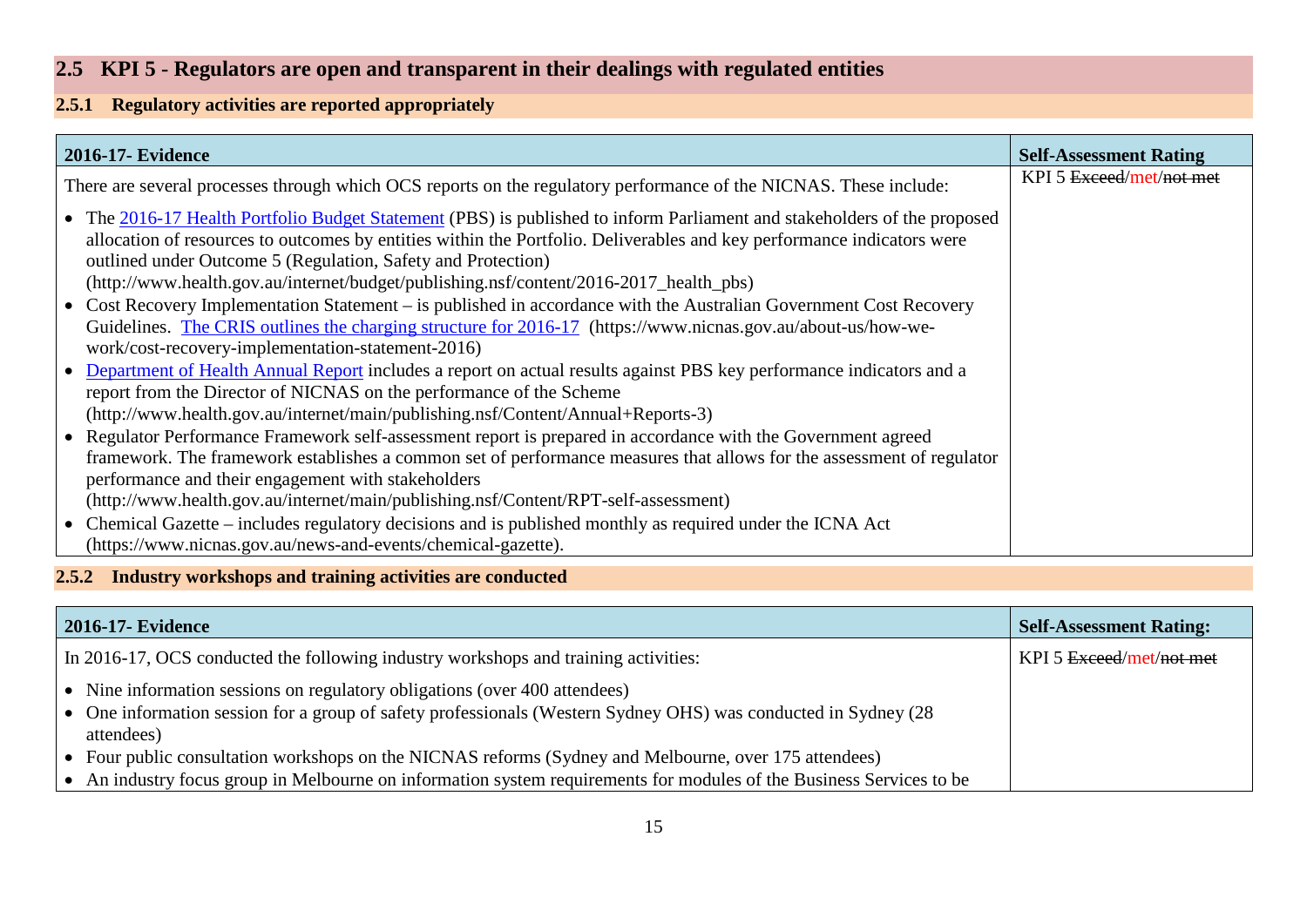## 2.5 KPI 5 - Regulators are open and transparent in their dealings with regulated entities

### 2.5.1 Regulatory activities are reported appropriately

| 2016-17- Evidence | Self-Assessment Rating |
|---|---|
| There are several processes through which OCS reports on the regulatory performance of the NICNAS. These include:<br><br>• The 2016-17 Health Portfolio Budget Statement (PBS) is published to inform Parliament and stakeholders of the proposed allocation of resources to outcomes by entities within the Portfolio. Deliverables and key performance indicators were outlined under Outcome 5 (Regulation, Safety and Protection) (http://www.health.gov.au/internet/budget/publishing.nsf/content/2016-2017_health_pbs)<br>• Cost Recovery Implementation Statement – is published in accordance with the Australian Government Cost Recovery Guidelines. The CRIS outlines the charging structure for 2016-17 (https://www.nicnas.gov.au/about-us/how-we-work/cost-recovery-implementation-statement-2016)<br>• Department of Health Annual Report includes a report on actual results against PBS key performance indicators and a report from the Director of NICNAS on the performance of the Scheme (http://www.health.gov.au/internet/main/publishing.nsf/Content/Annual+Reports-3)<br>• Regulator Performance Framework self-assessment report is prepared in accordance with the Government agreed framework. The framework establishes a common set of performance measures that allows for the assessment of regulator performance and their engagement with stakeholders (http://www.health.gov.au/internet/main/publishing.nsf/Content/RPT-self-assessment)<br>• Chemical Gazette – includes regulatory decisions and is published monthly as required under the ICNA Act (https://www.nicnas.gov.au/news-and-events/chemical-gazette). | KPI 5 ~~Exceed~~/met/~~not met~~ |

### 2.5.2 Industry workshops and training activities are conducted

| 2016-17- Evidence | Self-Assessment Rating: |
|---|---|
| In 2016-17, OCS conducted the following industry workshops and training activities:<br><br>• Nine information sessions on regulatory obligations (over 400 attendees)<br>• One information session for a group of safety professionals (Western Sydney OHS) was conducted in Sydney (28 attendees)<br>• Four public consultation workshops on the NICNAS reforms (Sydney and Melbourne, over 175 attendees)<br>• An industry focus group in Melbourne on information system requirements for modules of the Business Services to be | KPI 5 ~~Exceed~~/met/~~not met~~ |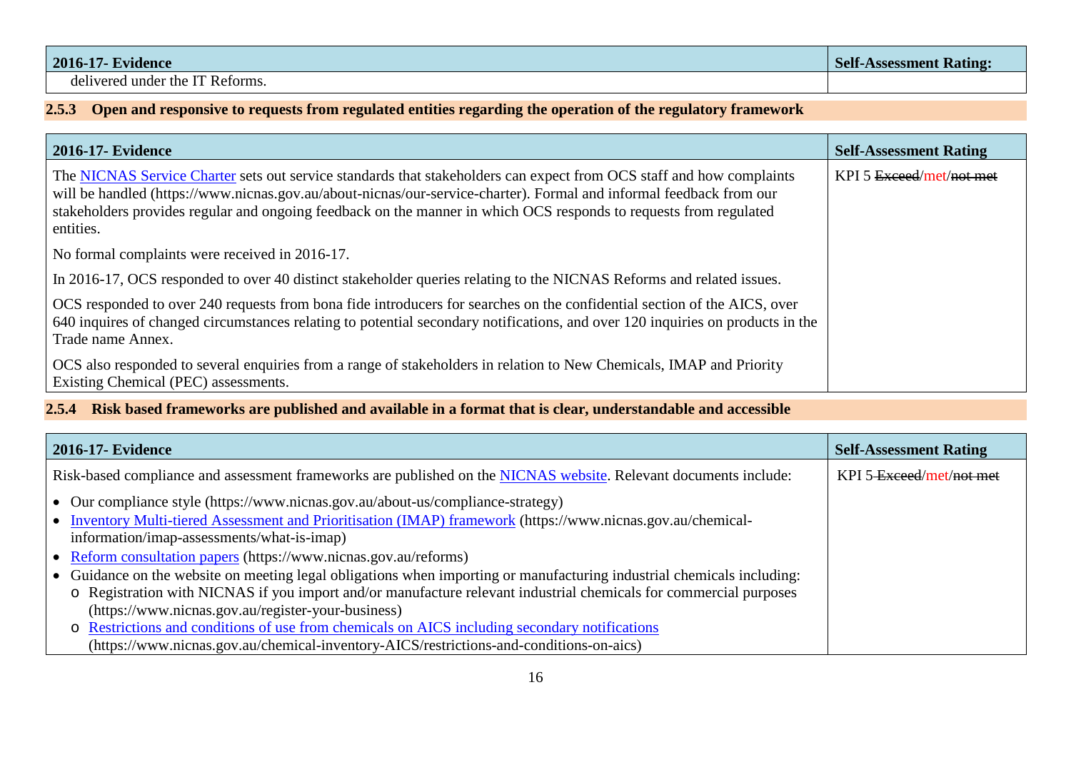| 2016-17- Evidence | Self-Assessment Rating: |
|---|---|
| delivered under the IT Reforms. | |

### 2.5.3 Open and responsive to requests from regulated entities regarding the operation of the regulatory framework

| 2016-17- Evidence | Self-Assessment Rating |
|---|---|
| The NICNAS Service Charter sets out service standards that stakeholders can expect from OCS staff and how complaints will be handled (https://www.nicnas.gov.au/about-nicnas/our-service-charter). Formal and informal feedback from our stakeholders provides regular and ongoing feedback on the manner in which OCS responds to requests from regulated entities.<br><br>No formal complaints were received in 2016-17.<br><br>In 2016-17, OCS responded to over 40 distinct stakeholder queries relating to the NICNAS Reforms and related issues.<br><br>OCS responded to over 240 requests from bona fide introducers for searches on the confidential section of the AICS, over 640 inquires of changed circumstances relating to potential secondary notifications, and over 120 inquiries on products in the Trade name Annex.<br><br>OCS also responded to several enquiries from a range of stakeholders in relation to New Chemicals, IMAP and Priority Existing Chemical (PEC) assessments. | KPI 5 ~~Exceed~~/met/~~not met~~ |

### 2.5.4 Risk based frameworks are published and available in a format that is clear, understandable and accessible

| 2016-17- Evidence | Self-Assessment Rating |
|---|---|
| Risk-based compliance and assessment frameworks are published on the NICNAS website. Relevant documents include:<br>• Our compliance style (https://www.nicnas.gov.au/about-us/compliance-strategy)<br>• Inventory Multi-tiered Assessment and Prioritisation (IMAP) framework (https://www.nicnas.gov.au/chemical-information/imap-assessments/what-is-imap)<br>• Reform consultation papers (https://www.nicnas.gov.au/reforms)<br>• Guidance on the website on meeting legal obligations when importing or manufacturing industrial chemicals including:<br>  o Registration with NICNAS if you import and/or manufacture relevant industrial chemicals for commercial purposes (https://www.nicnas.gov.au/register-your-business)<br>  o Restrictions and conditions of use from chemicals on AICS including secondary notifications (https://www.nicnas.gov.au/chemical-inventory-AICS/restrictions-and-conditions-on-aics) | KPI 5 ~~Exceed~~/met/~~not met~~ |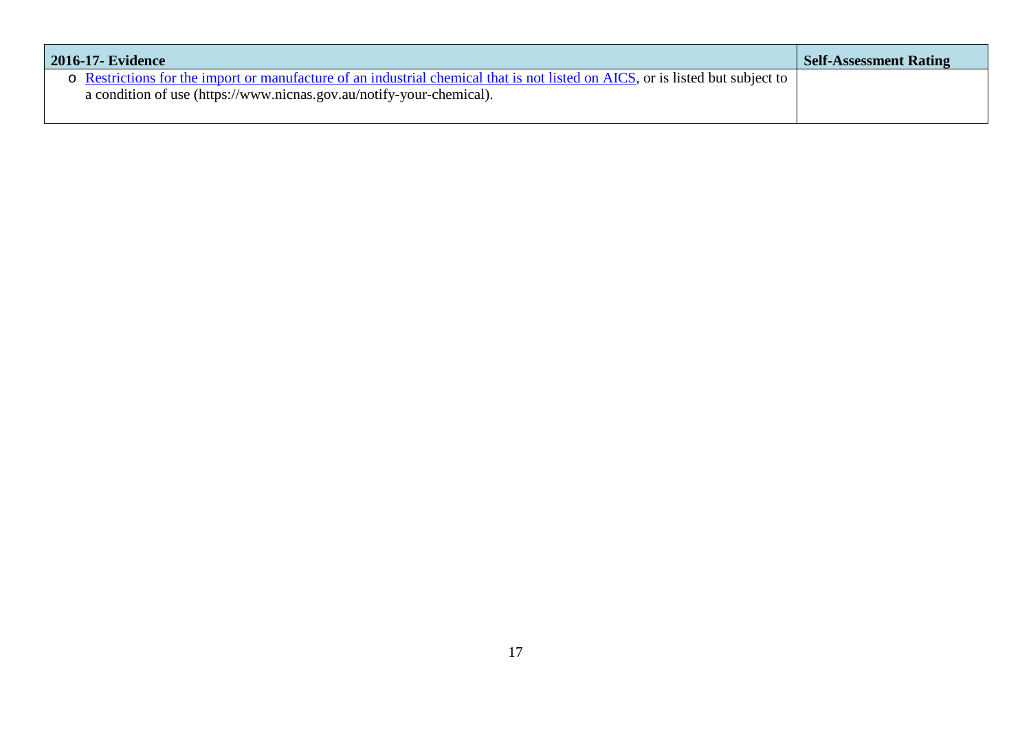| 2016-17- Evidence | Self-Assessment Rating |
| --- | --- |
| o Restrictions for the import or manufacture of an industrial chemical that is not listed on AICS, or is listed but subject to a condition of use (https://www.nicnas.gov.au/notify-your-chemical). | |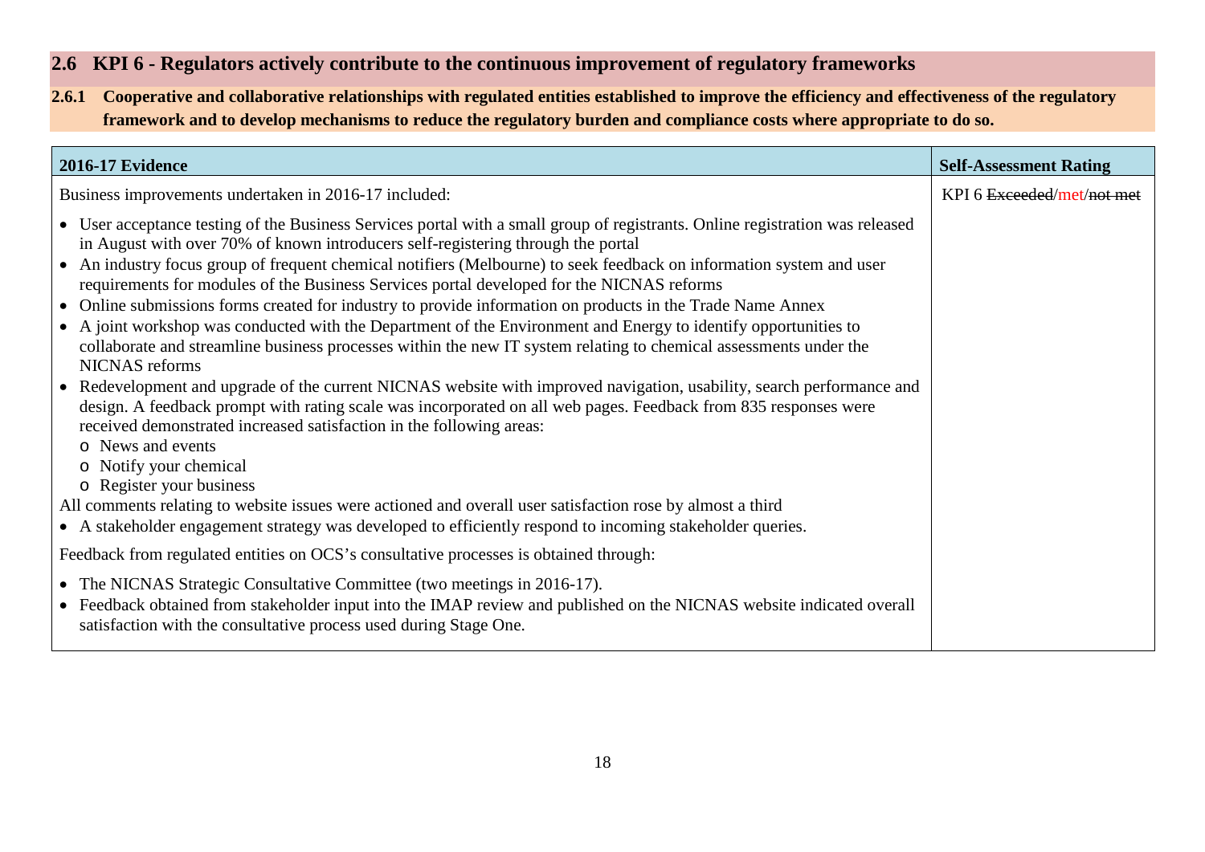## 2.6 KPI 6 - Regulators actively contribute to the continuous improvement of regulatory frameworks

### 2.6.1 Cooperative and collaborative relationships with regulated entities established to improve the efficiency and effectiveness of the regulatory framework and to develop mechanisms to reduce the regulatory burden and compliance costs where appropriate to do so.

| 2016-17 Evidence | Self-Assessment Rating |
|---|---|
| Business improvements undertaken in 2016-17 included:<br><br>• User acceptance testing of the Business Services portal with a small group of registrants. Online registration was released in August with over 70% of known introducers self-registering through the portal<br>• An industry focus group of frequent chemical notifiers (Melbourne) to seek feedback on information system and user requirements for modules of the Business Services portal developed for the NICNAS reforms<br>• Online submissions forms created for industry to provide information on products in the Trade Name Annex<br>• A joint workshop was conducted with the Department of the Environment and Energy to identify opportunities to collaborate and streamline business processes within the new IT system relating to chemical assessments under the NICNAS reforms<br>• Redevelopment and upgrade of the current NICNAS website with improved navigation, usability, search performance and design. A feedback prompt with rating scale was incorporated on all web pages. Feedback from 835 responses were received demonstrated increased satisfaction in the following areas:<br>&nbsp;&nbsp;&nbsp;&nbsp;o News and events<br>&nbsp;&nbsp;&nbsp;&nbsp;o Notify your chemical<br>&nbsp;&nbsp;&nbsp;&nbsp;o Register your business<br>All comments relating to website issues were actioned and overall user satisfaction rose by almost a third<br>• A stakeholder engagement strategy was developed to efficiently respond to incoming stakeholder queries.<br><br>Feedback from regulated entities on OCS's consultative processes is obtained through:<br><br>• The NICNAS Strategic Consultative Committee (two meetings in 2016-17).<br>• Feedback obtained from stakeholder input into the IMAP review and published on the NICNAS website indicated overall satisfaction with the consultative process used during Stage One. | KPI 6 ~~Exceeded~~/met/~~not met~~ |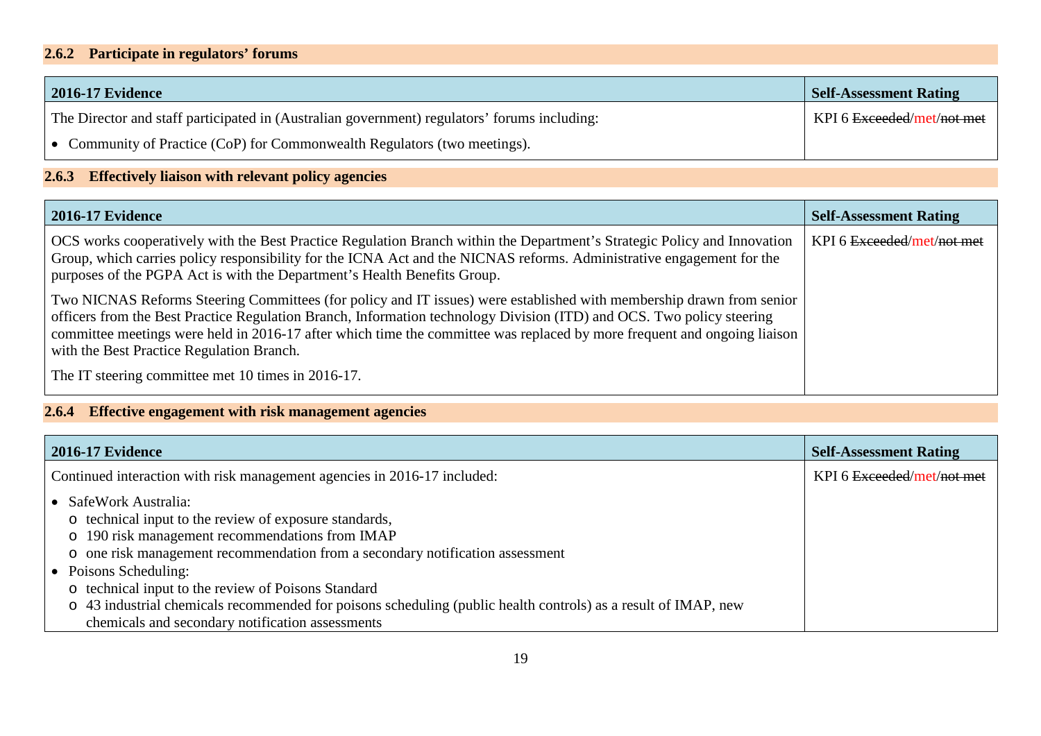### 2.6.2 Participate in regulators' forums

| 2016-17 Evidence | Self-Assessment Rating |
|---|---|
| The Director and staff participated in (Australian government) regulators' forums including:<br>• Community of Practice (CoP) for Commonwealth Regulators (two meetings). | KPI 6 ~~Exceeded~~/met/~~not met~~ |

### 2.6.3 Effectively liaison with relevant policy agencies

| 2016-17 Evidence | Self-Assessment Rating |
|---|---|
| OCS works cooperatively with the Best Practice Regulation Branch within the Department's Strategic Policy and Innovation Group, which carries policy responsibility for the ICNA Act and the NICNAS reforms. Administrative engagement for the purposes of the PGPA Act is with the Department's Health Benefits Group.<br><br>Two NICNAS Reforms Steering Committees (for policy and IT issues) were established with membership drawn from senior officers from the Best Practice Regulation Branch, Information technology Division (ITD) and OCS. Two policy steering committee meetings were held in 2016-17 after which time the committee was replaced by more frequent and ongoing liaison with the Best Practice Regulation Branch.<br><br>The IT steering committee met 10 times in 2016-17. | KPI 6 ~~Exceeded~~/met/~~not met~~ |

### 2.6.4 Effective engagement with risk management agencies

| 2016-17 Evidence | Self-Assessment Rating |
|---|---|
| Continued interaction with risk management agencies in 2016-17 included:<br>• SafeWork Australia:<br>&nbsp;&nbsp;o technical input to the review of exposure standards,<br>&nbsp;&nbsp;o 190 risk management recommendations from IMAP<br>&nbsp;&nbsp;o one risk management recommendation from a secondary notification assessment<br>• Poisons Scheduling:<br>&nbsp;&nbsp;o technical input to the review of Poisons Standard<br>&nbsp;&nbsp;o 43 industrial chemicals recommended for poisons scheduling (public health controls) as a result of IMAP, new chemicals and secondary notification assessments | KPI 6 ~~Exceeded~~/met/~~not met~~ |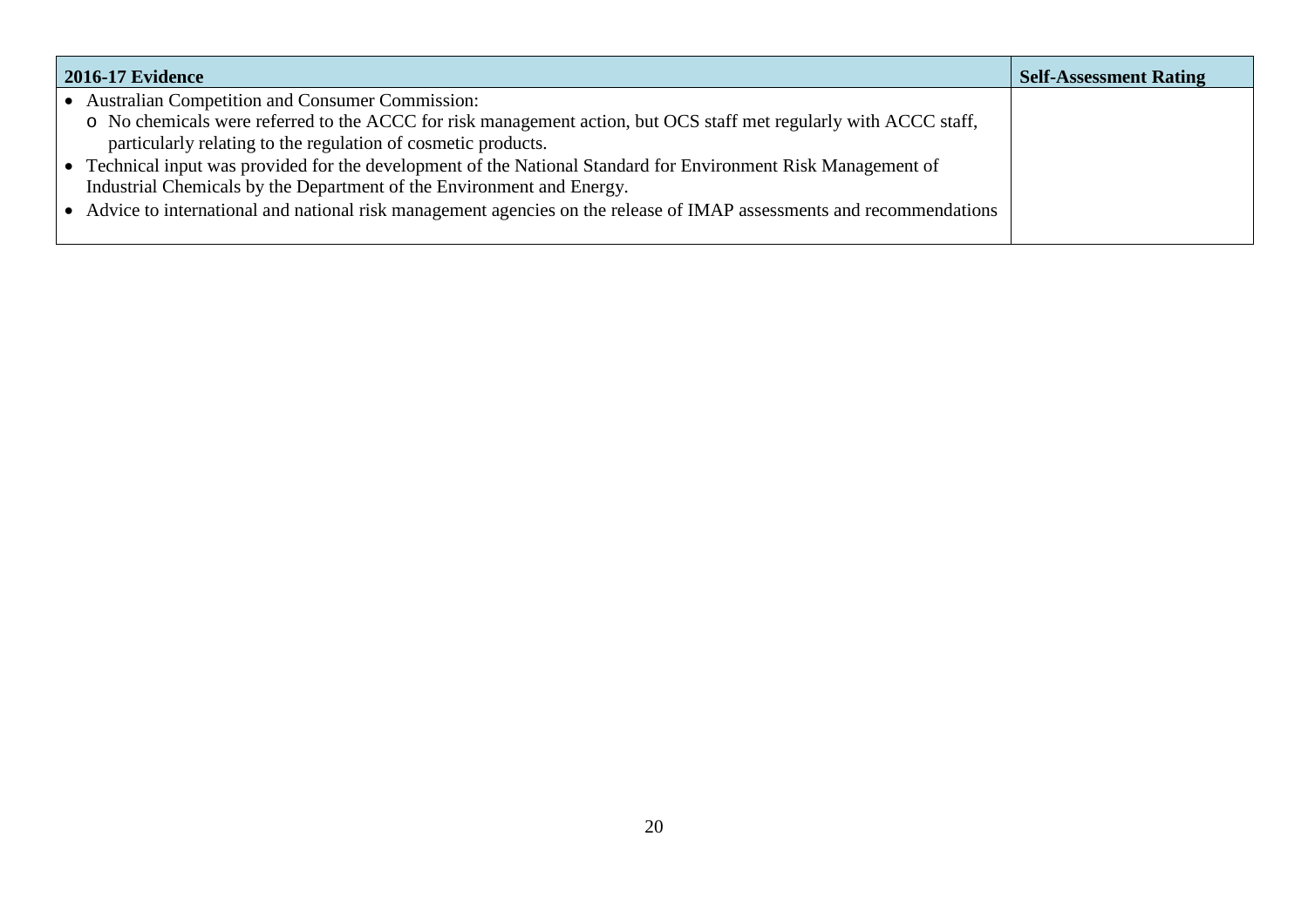| 2016-17 Evidence | Self-Assessment Rating |
| --- | --- |
| • Australian Competition and Consumer Commission:<br>  o No chemicals were referred to the ACCC for risk management action, but OCS staff met regularly with ACCC staff, particularly relating to the regulation of cosmetic products.<br>• Technical input was provided for the development of the National Standard for Environment Risk Management of Industrial Chemicals by the Department of the Environment and Energy.<br>• Advice to international and national risk management agencies on the release of IMAP assessments and recommendations | |